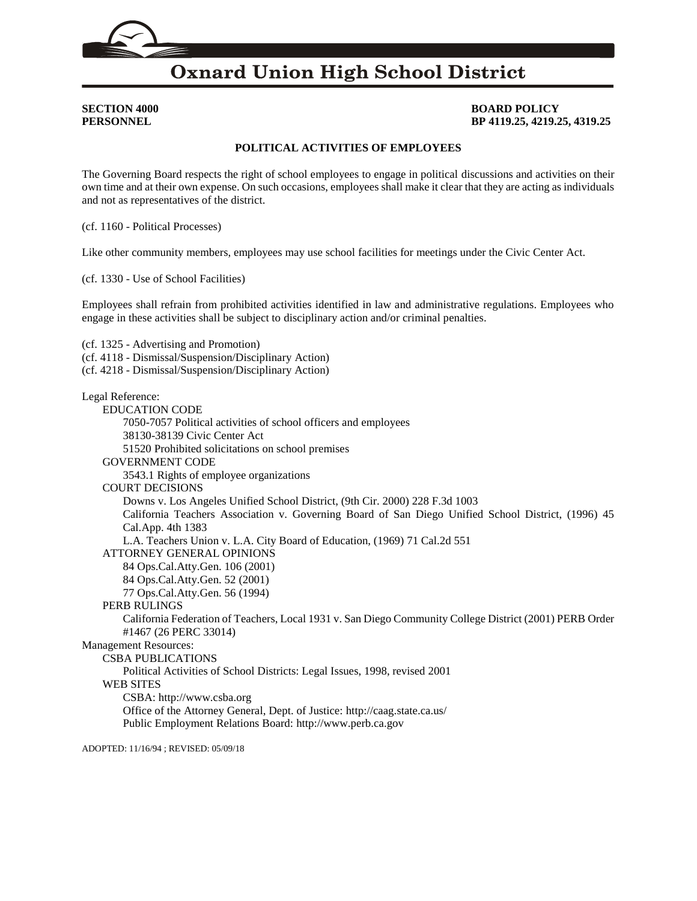# Oxnard Union High School District

**SECTION 4000**
**PERSONNEL**

**BOARD POLICY**
**BP 4119.25, 4219.25, 4319.25**

## POLITICAL ACTIVITIES OF EMPLOYEES

The Governing Board respects the right of school employees to engage in political discussions and activities on their own time and at their own expense. On such occasions, employees shall make it clear that they are acting as individuals and not as representatives of the district.

(cf. 1160 - Political Processes)

Like other community members, employees may use school facilities for meetings under the Civic Center Act.

(cf. 1330 - Use of School Facilities)

Employees shall refrain from prohibited activities identified in law and administrative regulations. Employees who engage in these activities shall be subject to disciplinary action and/or criminal penalties.

(cf. 1325 - Advertising and Promotion)
(cf. 4118 - Dismissal/Suspension/Disciplinary Action)
(cf. 4218 - Dismissal/Suspension/Disciplinary Action)

Legal Reference:
- EDUCATION CODE
  - 7050-7057 Political activities of school officers and employees
  - 38130-38139 Civic Center Act
  - 51520 Prohibited solicitations on school premises
- GOVERNMENT CODE
  - 3543.1 Rights of employee organizations
- COURT DECISIONS
  - Downs v. Los Angeles Unified School District, (9th Cir. 2000) 228 F.3d 1003
  - California Teachers Association v. Governing Board of San Diego Unified School District, (1996) 45 Cal.App. 4th 1383
  - L.A. Teachers Union v. L.A. City Board of Education, (1969) 71 Cal.2d 551
- ATTORNEY GENERAL OPINIONS
  - 84 Ops.Cal.Atty.Gen. 106 (2001)
  - 84 Ops.Cal.Atty.Gen. 52 (2001)
  - 77 Ops.Cal.Atty.Gen. 56 (1994)
- PERB RULINGS
  - California Federation of Teachers, Local 1931 v. San Diego Community College District (2001) PERB Order #1467 (26 PERC 33014)

Management Resources:
- CSBA PUBLICATIONS
  - Political Activities of School Districts: Legal Issues, 1998, revised 2001
- WEB SITES
  - CSBA: http://www.csba.org
  - Office of the Attorney General, Dept. of Justice: http://caag.state.ca.us/
  - Public Employment Relations Board: http://www.perb.ca.gov

ADOPTED: 11/16/94 ; REVISED: 05/09/18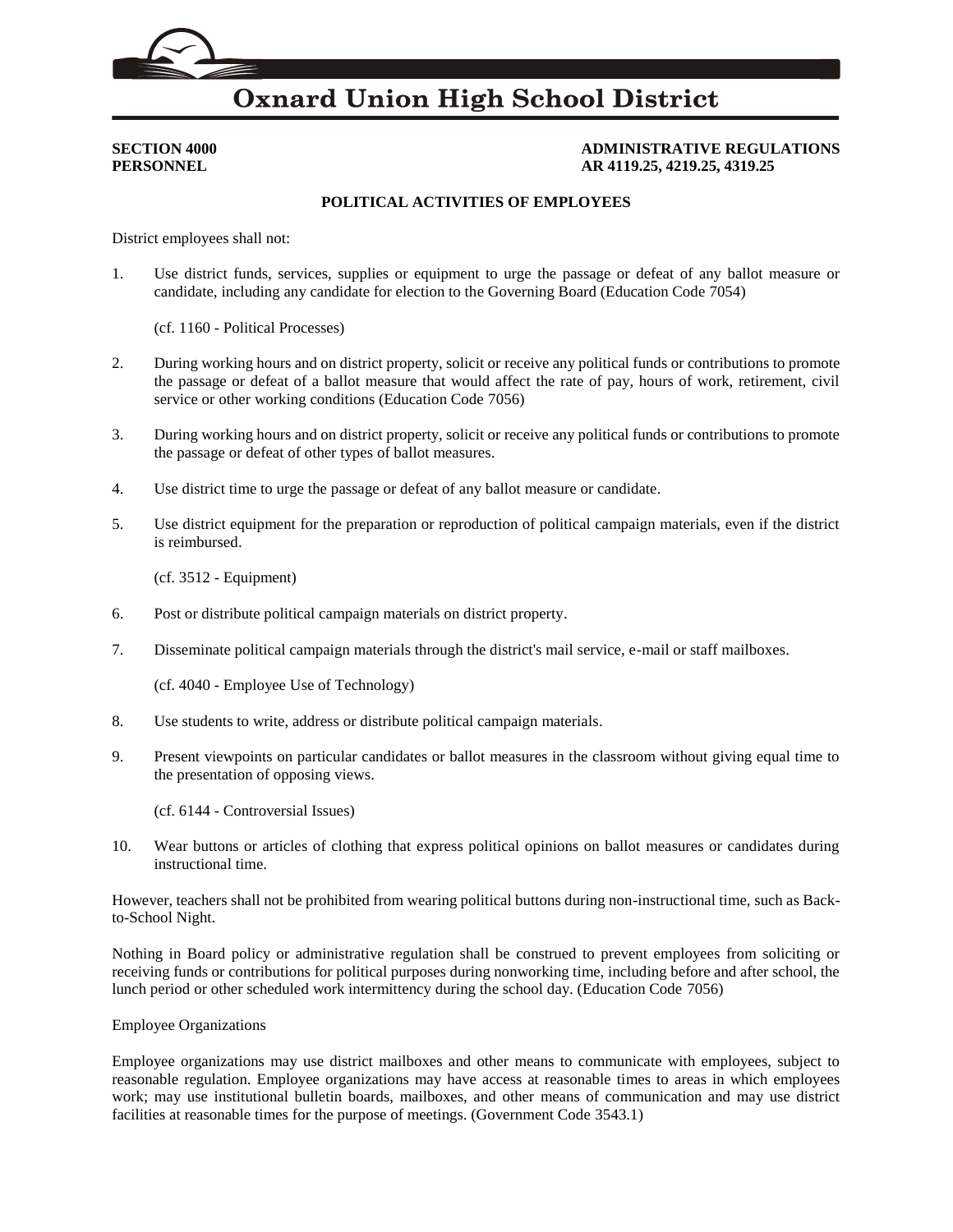# Oxnard Union High School District

**SECTION 4000**
**PERSONNEL**

**ADMINISTRATIVE REGULATIONS**
**AR 4119.25, 4219.25, 4319.25**

## POLITICAL ACTIVITIES OF EMPLOYEES

District employees shall not:

1. Use district funds, services, supplies or equipment to urge the passage or defeat of any ballot measure or candidate, including any candidate for election to the Governing Board (Education Code 7054)

   (cf. 1160 - Political Processes)

2. During working hours and on district property, solicit or receive any political funds or contributions to promote the passage or defeat of a ballot measure that would affect the rate of pay, hours of work, retirement, civil service or other working conditions (Education Code 7056)

3. During working hours and on district property, solicit or receive any political funds or contributions to promote the passage or defeat of other types of ballot measures.

4. Use district time to urge the passage or defeat of any ballot measure or candidate.

5. Use district equipment for the preparation or reproduction of political campaign materials, even if the district is reimbursed.

   (cf. 3512 - Equipment)

6. Post or distribute political campaign materials on district property.

7. Disseminate political campaign materials through the district's mail service, e-mail or staff mailboxes.

   (cf. 4040 - Employee Use of Technology)

8. Use students to write, address or distribute political campaign materials.

9. Present viewpoints on particular candidates or ballot measures in the classroom without giving equal time to the presentation of opposing views.

   (cf. 6144 - Controversial Issues)

10. Wear buttons or articles of clothing that express political opinions on ballot measures or candidates during instructional time.

However, teachers shall not be prohibited from wearing political buttons during non-instructional time, such as Back-to-School Night.

Nothing in Board policy or administrative regulation shall be construed to prevent employees from soliciting or receiving funds or contributions for political purposes during nonworking time, including before and after school, the lunch period or other scheduled work intermittency during the school day. (Education Code 7056)

Employee Organizations

Employee organizations may use district mailboxes and other means to communicate with employees, subject to reasonable regulation. Employee organizations may have access at reasonable times to areas in which employees work; may use institutional bulletin boards, mailboxes, and other means of communication and may use district facilities at reasonable times for the purpose of meetings. (Government Code 3543.1)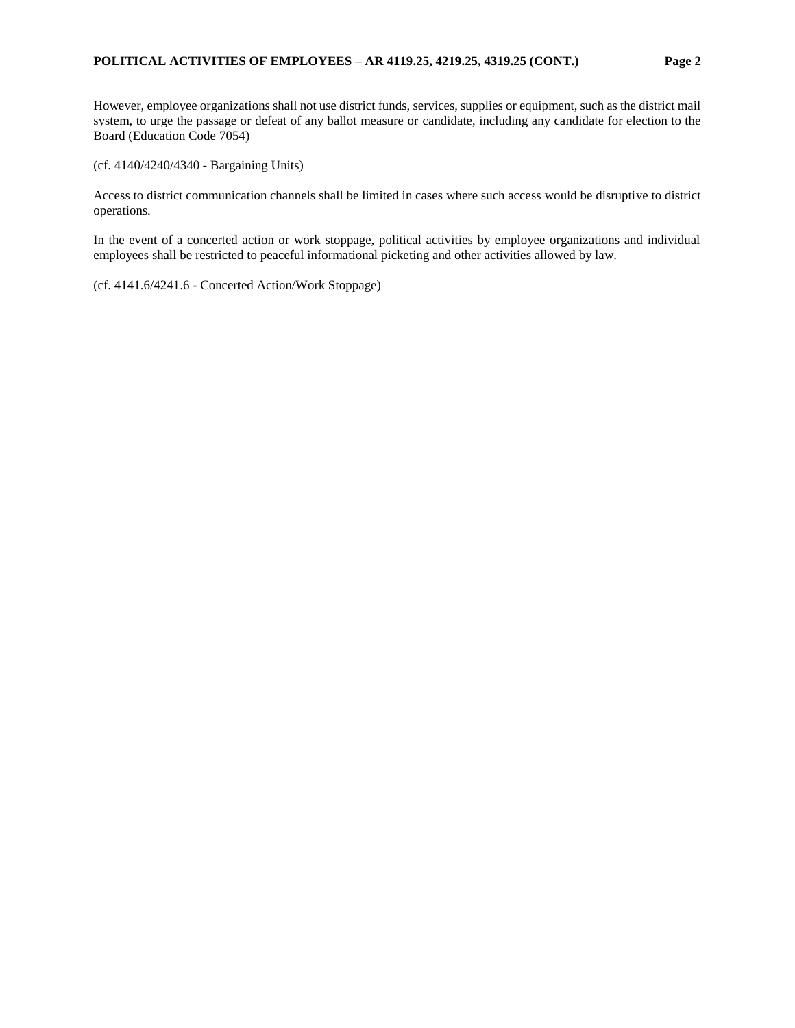However, employee organizations shall not use district funds, services, supplies or equipment, such as the district mail system, to urge the passage or defeat of any ballot measure or candidate, including any candidate for election to the Board (Education Code 7054)

(cf. 4140/4240/4340 - Bargaining Units)

Access to district communication channels shall be limited in cases where such access would be disruptive to district operations.

In the event of a concerted action or work stoppage, political activities by employee organizations and individual employees shall be restricted to peaceful informational picketing and other activities allowed by law.

(cf. 4141.6/4241.6 - Concerted Action/Work Stoppage)